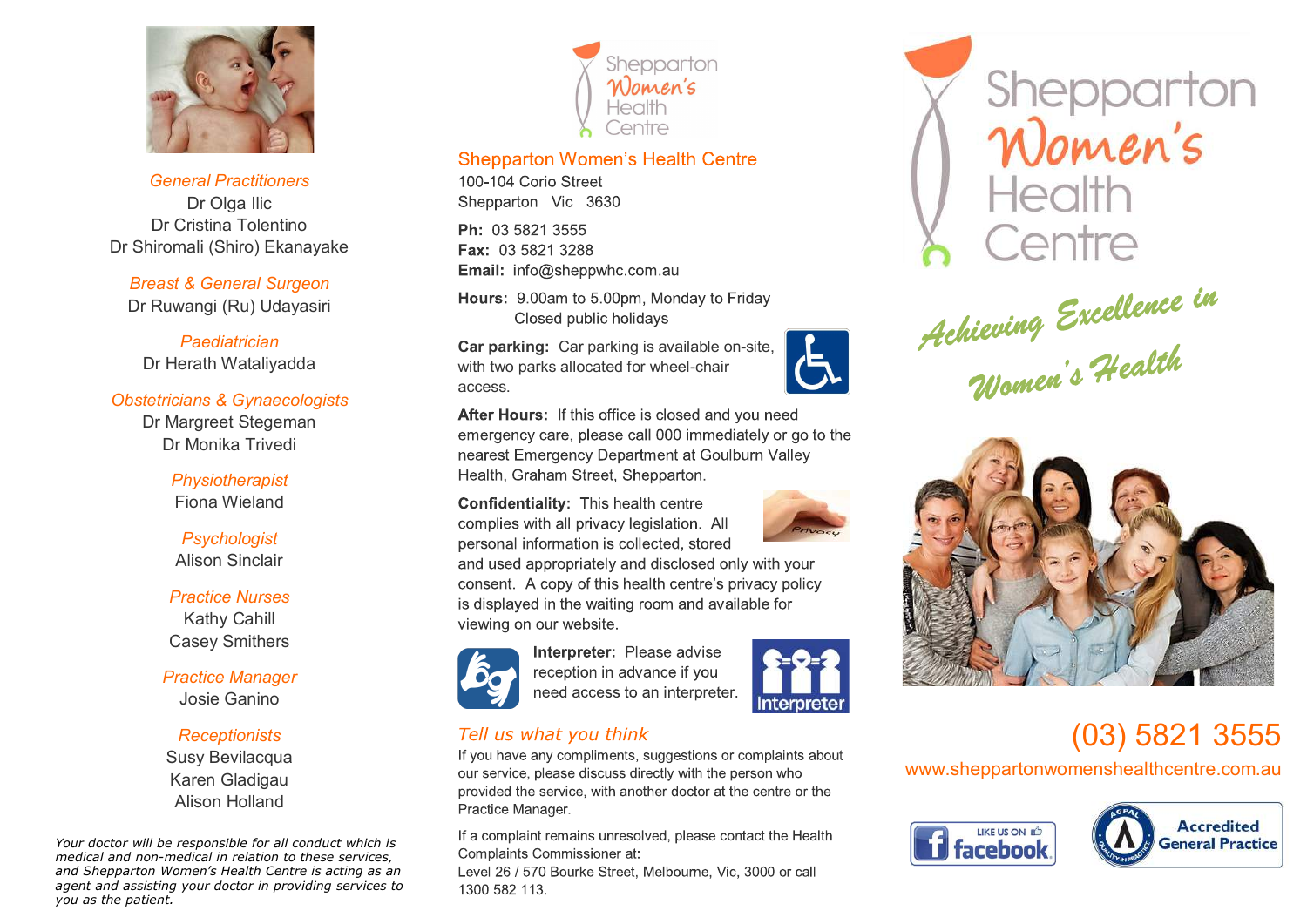## General Practitioners

Dr Olga Ilic
Dr Cristina Tolentino
Dr Shiromali (Shiro) Ekanayake

## Breast & General Surgeon

Dr Ruwangi (Ru) Udayasiri

## Paediatrician

Dr Herath Wataliyadda

## Obstetricians & Gynaecologists

Dr Margreet Stegeman
Dr Monika Trivedi

## Physiotherapist

Fiona Wieland

## Psychologist

Alison Sinclair

## Practice Nurses

Kathy Cahill
Casey Smithers

## Practice Manager

Josie Ganino

## Receptionists

Susy Bevilacqua
Karen Gladigau
Alison Holland

*Your doctor will be responsible for all conduct which is medical and non-medical in relation to these services, and Shepparton Women's Health Centre is acting as an agent and assisting your doctor in providing services to you as the patient.*

Shepparton Women's Health Centre

## Shepparton Women's Health Centre

100-104 Corio Street
Shepparton Vic 3630

**Ph:** 03 5821 3555
**Fax:** 03 5821 3288
**Email:** info@sheppwhc.com.au

**Hours:** 9.00am to 5.00pm, Monday to Friday
Closed public holidays

**Car parking:** Car parking is available on-site, with two parks allocated for wheel-chair access.

**After Hours:** If this office is closed and you need emergency care, please call 000 immediately or go to the nearest Emergency Department at Goulburn Valley Health, Graham Street, Shepparton.

**Confidentiality:** This health centre complies with all privacy legislation. All personal information is collected, stored and used appropriately and disclosed only with your consent. A copy of this health centre's privacy policy is displayed in the waiting room and available for viewing on our website.

**Interpreter:** Please advise reception in advance if you need access to an interpreter.

## Tell us what you think

If you have any compliments, suggestions or complaints about our service, please discuss directly with the person who provided the service, with another doctor at the centre or the Practice Manager.

If a complaint remains unresolved, please contact the Health Complaints Commissioner at:
Level 26 / 570 Bourke Street, Melbourne, Vic, 3000 or call 1300 582 113.

# Shepparton Women's Health Centre

*Achieving Excellence in Women's Health*

(03) 5821 3555

www.sheppartonwomenshealthcentre.com.au

LIKE US ON facebook

Accredited General Practice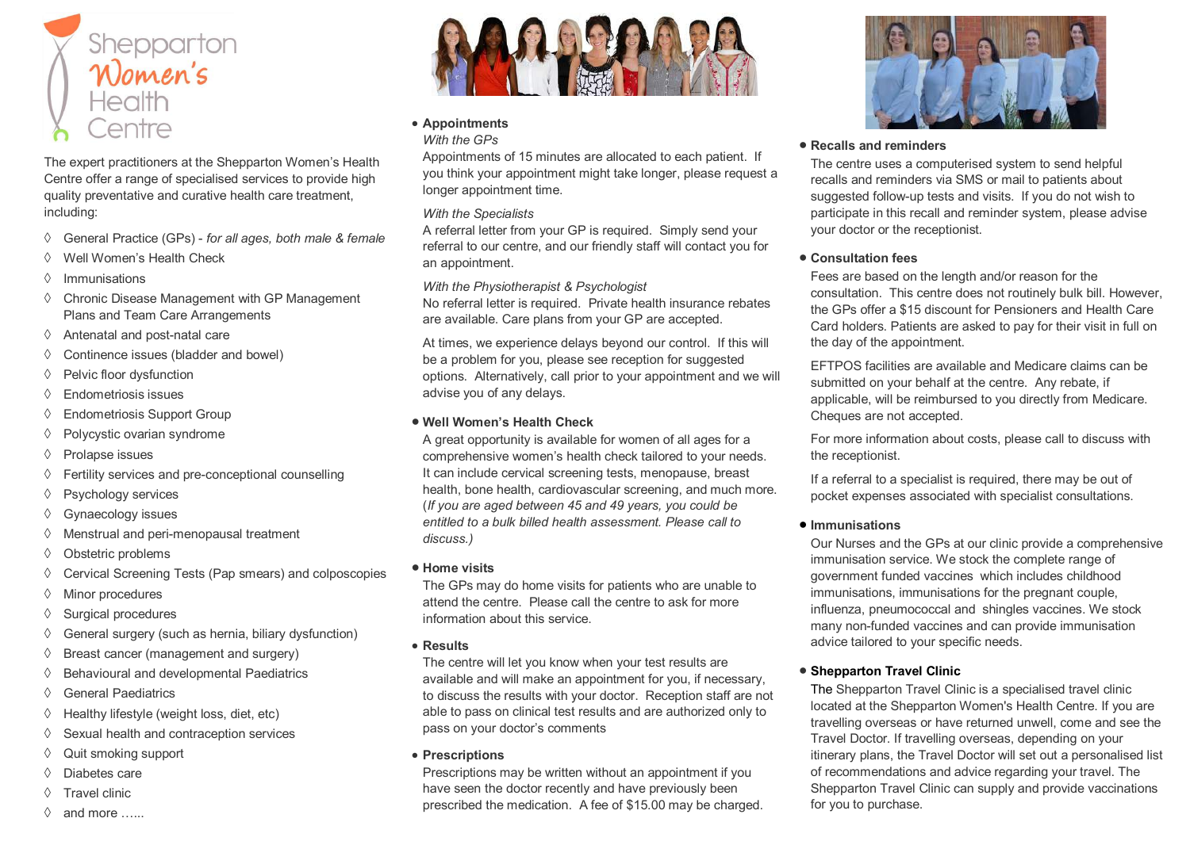# Shepparton Women's Health Centre

The expert practitioners at the Shepparton Women's Health Centre offer a range of specialised services to provide high quality preventative and curative health care treatment, including:

- General Practice (GPs) - *for all ages, both male & female*
- Well Women's Health Check
- Immunisations
- Chronic Disease Management with GP Management Plans and Team Care Arrangements
- Antenatal and post-natal care
- Continence issues (bladder and bowel)
- Pelvic floor dysfunction
- Endometriosis issues
- Endometriosis Support Group
- Polycystic ovarian syndrome
- Prolapse issues
- Fertility services and pre-conceptional counselling
- Psychology services
- Gynaecology issues
- Menstrual and peri-menopausal treatment
- Obstetric problems
- Cervical Screening Tests (Pap smears) and colposcopies
- Minor procedures
- Surgical procedures
- General surgery (such as hernia, biliary dysfunction)
- Breast cancer (management and surgery)
- Behavioural and developmental Paediatrics
- General Paediatrics
- Healthy lifestyle (weight loss, diet, etc)
- Sexual health and contraception services
- Quit smoking support
- Diabetes care
- Travel clinic
- and more ......

## Appointments

*With the GPs*

Appointments of 15 minutes are allocated to each patient. If you think your appointment might take longer, please request a longer appointment time.

*With the Specialists*

A referral letter from your GP is required. Simply send your referral to our centre, and our friendly staff will contact you for an appointment.

*With the Physiotherapist & Psychologist*

No referral letter is required. Private health insurance rebates are available. Care plans from your GP are accepted.

At times, we experience delays beyond our control. If this will be a problem for you, please see reception for suggested options. Alternatively, call prior to your appointment and we will advise you of any delays.

## Well Women's Health Check

A great opportunity is available for women of all ages for a comprehensive women's health check tailored to your needs. It can include cervical screening tests, menopause, breast health, bone health, cardiovascular screening, and much more. (*If you are aged between 45 and 49 years, you could be entitled to a bulk billed health assessment. Please call to discuss.)*

## Home visits

The GPs may do home visits for patients who are unable to attend the centre. Please call the centre to ask for more information about this service.

## Results

The centre will let you know when your test results are available and will make an appointment for you, if necessary, to discuss the results with your doctor. Reception staff are not able to pass on clinical test results and are authorized only to pass on your doctor's comments

## Prescriptions

Prescriptions may be written without an appointment if you have seen the doctor recently and have previously been prescribed the medication. A fee of $15.00 may be charged.

## Recalls and reminders

The centre uses a computerised system to send helpful recalls and reminders via SMS or mail to patients about suggested follow-up tests and visits. If you do not wish to participate in this recall and reminder system, please advise your doctor or the receptionist.

## Consultation fees

Fees are based on the length and/or reason for the consultation. This centre does not routinely bulk bill. However, the GPs offer a $15 discount for Pensioners and Health Care Card holders. Patients are asked to pay for their visit in full on the day of the appointment.

EFTPOS facilities are available and Medicare claims can be submitted on your behalf at the centre. Any rebate, if applicable, will be reimbursed to you directly from Medicare. Cheques are not accepted.

For more information about costs, please call to discuss with the receptionist.

If a referral to a specialist is required, there may be out of pocket expenses associated with specialist consultations.

## Immunisations

Our Nurses and the GPs at our clinic provide a comprehensive immunisation service. We stock the complete range of government funded vaccines which includes childhood immunisations, immunisations for the pregnant couple, influenza, pneumococcal and shingles vaccines. We stock many non-funded vaccines and can provide immunisation advice tailored to your specific needs.

## Shepparton Travel Clinic

The Shepparton Travel Clinic is a specialised travel clinic located at the Shepparton Women's Health Centre. If you are travelling overseas or have returned unwell, come and see the Travel Doctor. If travelling overseas, depending on your itinerary plans, the Travel Doctor will set out a personalised list of recommendations and advice regarding your travel. The Shepparton Travel Clinic can supply and provide vaccinations for you to purchase.